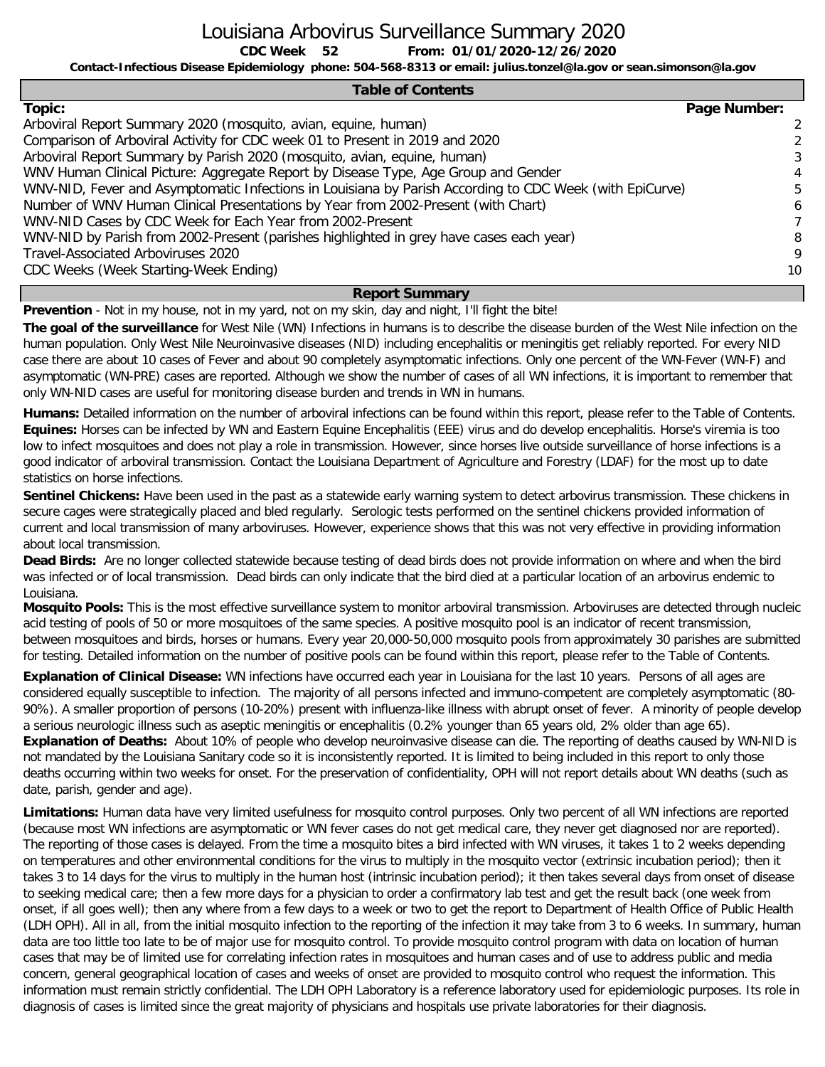# Louisiana Arbovirus Surveillance Summary 2020

**CDC Week 52 From: 01/01/2020-12/26/2020**

**Contact-Infectious Disease Epidemiology phone: 504-568-8313 or email: julius.tonzel@la.gov or sean.simonson@la.gov**

## Table of Contents

| Topic: | Page Number: |
|---|---|
| Arboviral Report Summary 2020 (mosquito, avian, equine, human) | 2 |
| Comparison of Arboviral Activity for CDC week 01 to Present in 2019 and 2020 | 2 |
| Arboviral Report Summary by Parish 2020 (mosquito, avian, equine, human) | 3 |
| WNV Human Clinical Picture: Aggregate Report by Disease Type, Age Group and Gender | 4 |
| WNV-NID, Fever and Asymptomatic Infections in Louisiana by Parish According to CDC Week (with EpiCurve) | 5 |
| Number of WNV Human Clinical Presentations by Year from 2002-Present (with Chart) | 6 |
| WNV-NID Cases by CDC Week for Each Year from 2002-Present | 7 |
| WNV-NID by Parish from 2002-Present (parishes highlighted in grey have cases each year) | 8 |
| Travel-Associated Arboviruses 2020 | 9 |
| CDC Weeks (Week Starting-Week Ending) | 10 |

## Report Summary

**Prevention** - Not in my house, not in my yard, not on my skin, day and night, I'll fight the bite!

**The goal of the surveillance** for West Nile (WN) Infections in humans is to describe the disease burden of the West Nile infection on the human population. Only West Nile Neuroinvasive diseases (NID) including encephalitis or meningitis get reliably reported. For every NID case there are about 10 cases of Fever and about 90 completely asymptomatic infections. Only one percent of the WN-Fever (WN-F) and asymptomatic (WN-PRE) cases are reported. Although we show the number of cases of all WN infections, it is important to remember that only WN-NID cases are useful for monitoring disease burden and trends in WN in humans.

**Humans:** Detailed information on the number of arboviral infections can be found within this report, please refer to the Table of Contents.
**Equines:** Horses can be infected by WN and Eastern Equine Encephalitis (EEE) virus and do develop encephalitis. Horse's viremia is too low to infect mosquitoes and does not play a role in transmission. However, since horses live outside surveillance of horse infections is a good indicator of arboviral transmission. Contact the Louisiana Department of Agriculture and Forestry (LDAF) for the most up to date statistics on horse infections.

**Sentinel Chickens:** Have been used in the past as a statewide early warning system to detect arbovirus transmission. These chickens in secure cages were strategically placed and bled regularly. Serologic tests performed on the sentinel chickens provided information of current and local transmission of many arboviruses. However, experience shows that this was not very effective in providing information about local transmission.

**Dead Birds:** Are no longer collected statewide because testing of dead birds does not provide information on where and when the bird was infected or of local transmission. Dead birds can only indicate that the bird died at a particular location of an arbovirus endemic to Louisiana.

**Mosquito Pools:** This is the most effective surveillance system to monitor arboviral transmission. Arboviruses are detected through nucleic acid testing of pools of 50 or more mosquitoes of the same species. A positive mosquito pool is an indicator of recent transmission, between mosquitoes and birds, horses or humans. Every year 20,000-50,000 mosquito pools from approximately 30 parishes are submitted for testing. Detailed information on the number of positive pools can be found within this report, please refer to the Table of Contents.

**Explanation of Clinical Disease:** WN infections have occurred each year in Louisiana for the last 10 years. Persons of all ages are considered equally susceptible to infection. The majority of all persons infected and immuno-competent are completely asymptomatic (80-90%). A smaller proportion of persons (10-20%) present with influenza-like illness with abrupt onset of fever. A minority of people develop a serious neurologic illness such as aseptic meningitis or encephalitis (0.2% younger than 65 years old, 2% older than age 65).
**Explanation of Deaths:** About 10% of people who develop neuroinvasive disease can die. The reporting of deaths caused by WN-NID is not mandated by the Louisiana Sanitary code so it is inconsistently reported. It is limited to being included in this report to only those deaths occurring within two weeks for onset. For the preservation of confidentiality, OPH will not report details about WN deaths (such as date, parish, gender and age).

**Limitations:** Human data have very limited usefulness for mosquito control purposes. Only two percent of all WN infections are reported (because most WN infections are asymptomatic or WN fever cases do not get medical care, they never get diagnosed nor are reported). The reporting of those cases is delayed. From the time a mosquito bites a bird infected with WN viruses, it takes 1 to 2 weeks depending on temperatures and other environmental conditions for the virus to multiply in the mosquito vector (extrinsic incubation period); then it takes 3 to 14 days for the virus to multiply in the human host (intrinsic incubation period); it then takes several days from onset of disease to seeking medical care; then a few more days for a physician to order a confirmatory lab test and get the result back (one week from onset, if all goes well); then any where from a few days to a week or two to get the report to Department of Health Office of Public Health (LDH OPH). All in all, from the initial mosquito infection to the reporting of the infection it may take from 3 to 6 weeks. In summary, human data are too little too late to be of major use for mosquito control. To provide mosquito control program with data on location of human cases that may be of limited use for correlating infection rates in mosquitoes and human cases and of use to address public and media concern, general geographical location of cases and weeks of onset are provided to mosquito control who request the information. This information must remain strictly confidential. The LDH OPH Laboratory is a reference laboratory used for epidemiologic purposes. Its role in diagnosis of cases is limited since the great majority of physicians and hospitals use private laboratories for their diagnosis.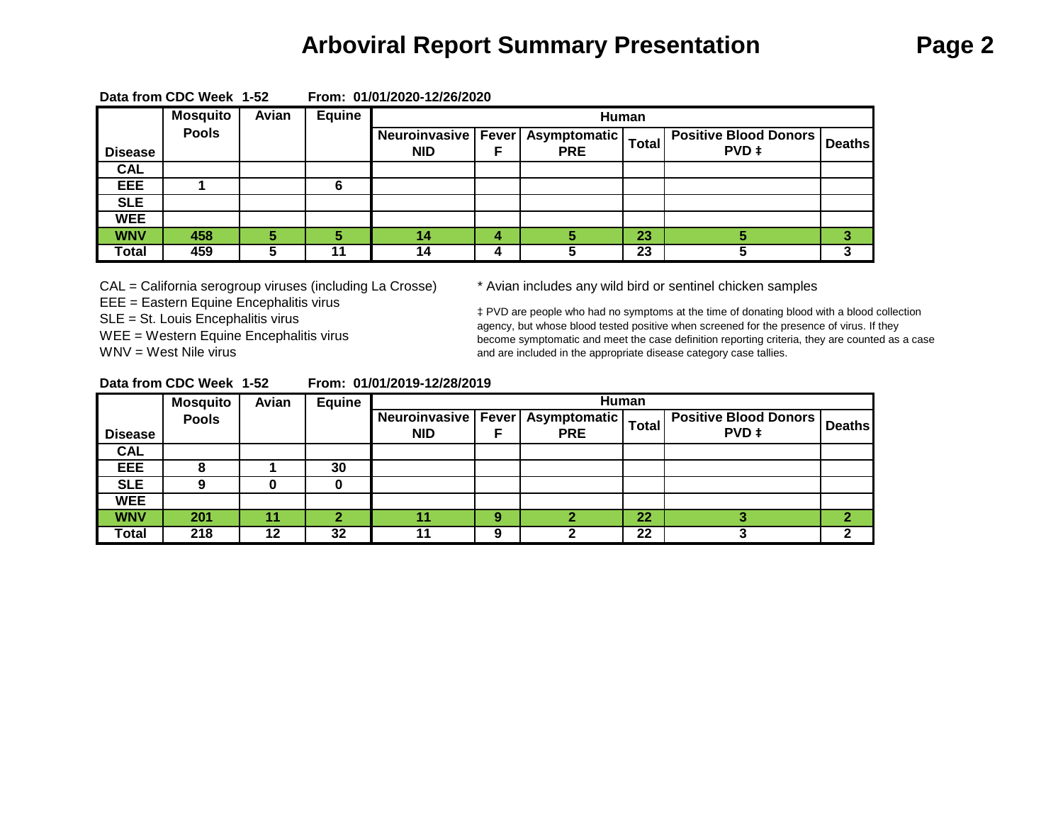# Arboviral Report Summary Presentation

**Data from CDC Week 1-52 From: 01/01/2020-12/26/2020**

| Disease | Mosquito Pools | Avian | Equine | Human | | | | | |
|---|---|---|---|---|---|---|---|---|---|
| | | | | Neuroinvasive NID | Fever F | Asymptomatic PRE | Total | Positive Blood Donors PVD ‡ | Deaths |
| CAL | | | | | | | | | |
| EEE | 1 | | 6 | | | | | | |
| SLE | | | | | | | | | |
| WEE | | | | | | | | | |
| WNV | 458 | 5 | 5 | 14 | 4 | 5 | 23 | 5 | 3 |
| Total | 459 | 5 | 11 | 14 | 4 | 5 | 23 | 5 | 3 |

CAL = California serogroup viruses (including La Crosse)
EEE = Eastern Equine Encephalitis virus
SLE = St. Louis Encephalitis virus
WEE = Western Equine Encephalitis virus
WNV = West Nile virus

\* Avian includes any wild bird or sentinel chicken samples

‡ PVD are people who had no symptoms at the time of donating blood with a blood collection agency, but whose blood tested positive when screened for the presence of virus. If they become symptomatic and meet the case definition reporting criteria, they are counted as a case and are included in the appropriate disease category case tallies.

**Data from CDC Week 1-52 From: 01/01/2019-12/28/2019**

| Disease | Mosquito Pools | Avian | Equine | Human | | | | | |
|---|---|---|---|---|---|---|---|---|---|
| | | | | Neuroinvasive NID | Fever F | Asymptomatic PRE | Total | Positive Blood Donors PVD ‡ | Deaths |
| CAL | | | | | | | | | |
| EEE | 8 | 1 | 30 | | | | | | |
| SLE | 9 | 0 | 0 | | | | | | |
| WEE | | | | | | | | | |
| WNV | 201 | 11 | 2 | 11 | 9 | 2 | 22 | 3 | 2 |
| Total | 218 | 12 | 32 | 11 | 9 | 2 | 22 | 3 | 2 |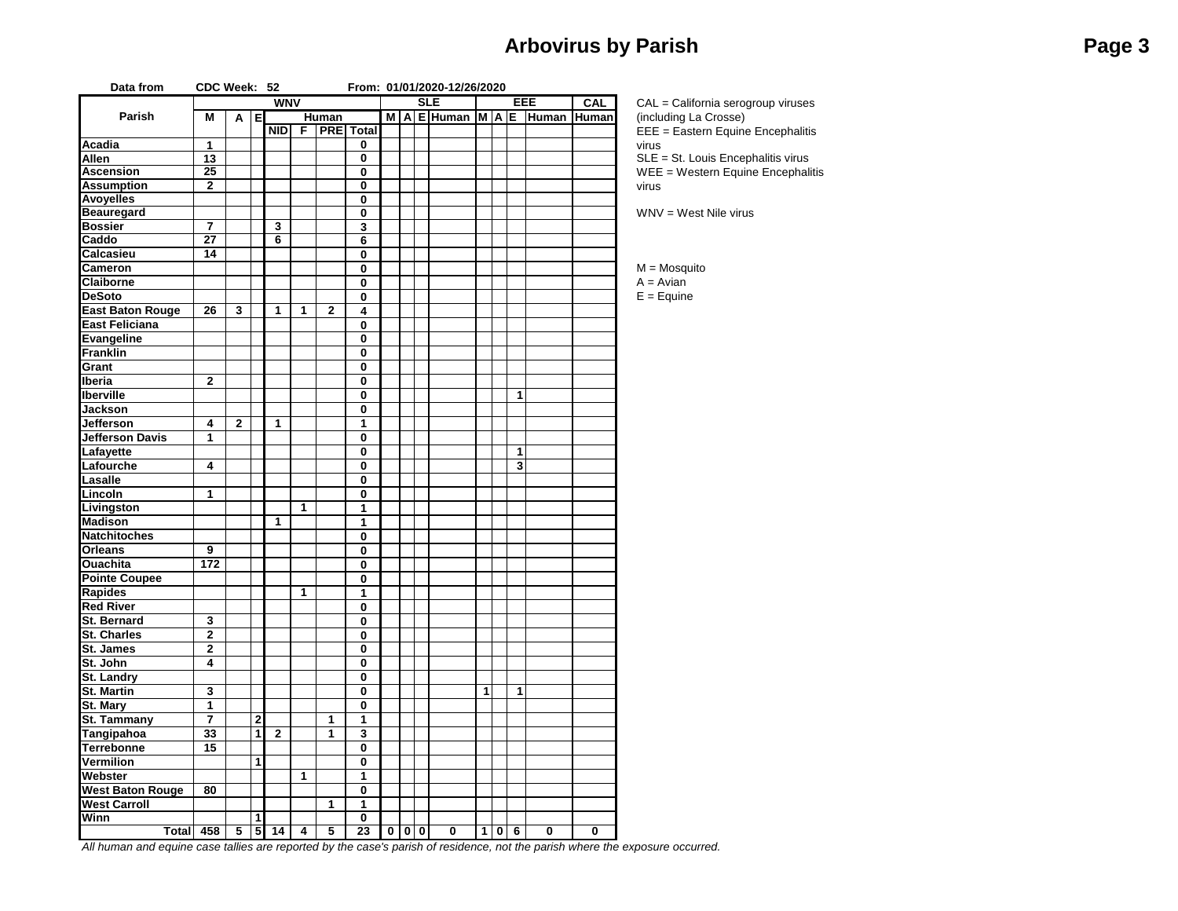# Arbovirus by Parish

Data from CDC Week: 52 From: 01/01/2020-12/26/2020

| Parish | WNV | | | | | | | SLE | | | | EEE | | | | CAL |
|---|---|---|---|---|---|---|---|---|---|---|---|---|---|---|---|---|
| | M | A | E | Human | | | | M | A | E | Human | M | A | E | Human | Human |
| | | | | NID | F | PRE | Total | | | | | | | | | |
| Acadia | 1 | | | | | | 0 | | | | | | | | | |
| Allen | 13 | | | | | | 0 | | | | | | | | | |
| Ascension | 25 | | | | | | 0 | | | | | | | | | |
| Assumption | 2 | | | | | | 0 | | | | | | | | | |
| Avoyelles | | | | | | | 0 | | | | | | | | | |
| Beauregard | | | | | | | 0 | | | | | | | | | |
| Bossier | 7 | | | 3 | | | 3 | | | | | | | | | |
| Caddo | 27 | | | 6 | | | 6 | | | | | | | | | |
| Calcasieu | 14 | | | | | | 0 | | | | | | | | | |
| Cameron | | | | | | | 0 | | | | | | | | | |
| Claiborne | | | | | | | 0 | | | | | | | | | |
| DeSoto | | | | | | | 0 | | | | | | | | | |
| East Baton Rouge | 26 | 3 | | 1 | 1 | 2 | 4 | | | | | | | | | |
| East Feliciana | | | | | | | 0 | | | | | | | | | |
| Evangeline | | | | | | | 0 | | | | | | | | | |
| Franklin | | | | | | | 0 | | | | | | | | | |
| Grant | | | | | | | 0 | | | | | | | | | |
| Iberia | 2 | | | | | | 0 | | | | | | | | | |
| Iberville | | | | | | | 0 | | | | | | | 1 | | |
| Jackson | | | | | | | 0 | | | | | | | | | |
| Jefferson | 4 | 2 | | 1 | | | 1 | | | | | | | | | |
| Jefferson Davis | 1 | | | | | | 0 | | | | | | | | | |
| Lafayette | | | | | | | 0 | | | | | | | 1 | | |
| Lafourche | 4 | | | | | | 0 | | | | | | | 3 | | |
| Lasalle | | | | | | | 0 | | | | | | | | | |
| Lincoln | 1 | | | | | | 0 | | | | | | | | | |
| Livingston | | | | | 1 | | 1 | | | | | | | | | |
| Madison | | | | 1 | | | 1 | | | | | | | | | |
| Natchitoches | | | | | | | 0 | | | | | | | | | |
| Orleans | 9 | | | | | | 0 | | | | | | | | | |
| Ouachita | 172 | | | | | | 0 | | | | | | | | | |
| Pointe Coupee | | | | | | | 0 | | | | | | | | | |
| Rapides | | | | | 1 | | 1 | | | | | | | | | |
| Red River | | | | | | | 0 | | | | | | | | | |
| St. Bernard | 3 | | | | | | 0 | | | | | | | | | |
| St. Charles | 2 | | | | | | 0 | | | | | | | | | |
| St. James | 2 | | | | | | 0 | | | | | | | | | |
| St. John | 4 | | | | | | 0 | | | | | | | | | |
| St. Landry | | | | | | | 0 | | | | | | | | | |
| St. Martin | 3 | | | | | | 0 | | | | | 1 | | 1 | | |
| St. Mary | 1 | | | | | | 0 | | | | | | | | | |
| St. Tammany | 7 | | 2 | | | 1 | 1 | | | | | | | | | |
| Tangipahoa | 33 | | 1 | 2 | | 1 | 3 | | | | | | | | | |
| Terrebonne | 15 | | | | | | 0 | | | | | | | | | |
| Vermilion | | | 1 | | | | 0 | | | | | | | | | |
| Webster | | | | | 1 | | 1 | | | | | | | | | |
| West Baton Rouge | 80 | | | | | | 0 | | | | | | | | | |
| West Carroll | | | | | | 1 | 1 | | | | | | | | | |
| Winn | | | 1 | | | | 0 | | | | | | | | | |
| Total | 458 | 5 | 5 | 14 | 4 | 5 | 23 | 0 | 0 | 0 | 0 | 1 | 0 | 6 | 0 | 0 |

*All human and equine case tallies are reported by the case's parish of residence, not the parish where the exposure occurred.*

CAL = California serogroup viruses (including La Crosse)
EEE = Eastern Equine Encephalitis virus
SLE = St. Louis Encephalitis virus
WEE = Western Equine Encephalitis virus

WNV = West Nile virus

M = Mosquito
A = Avian
E = Equine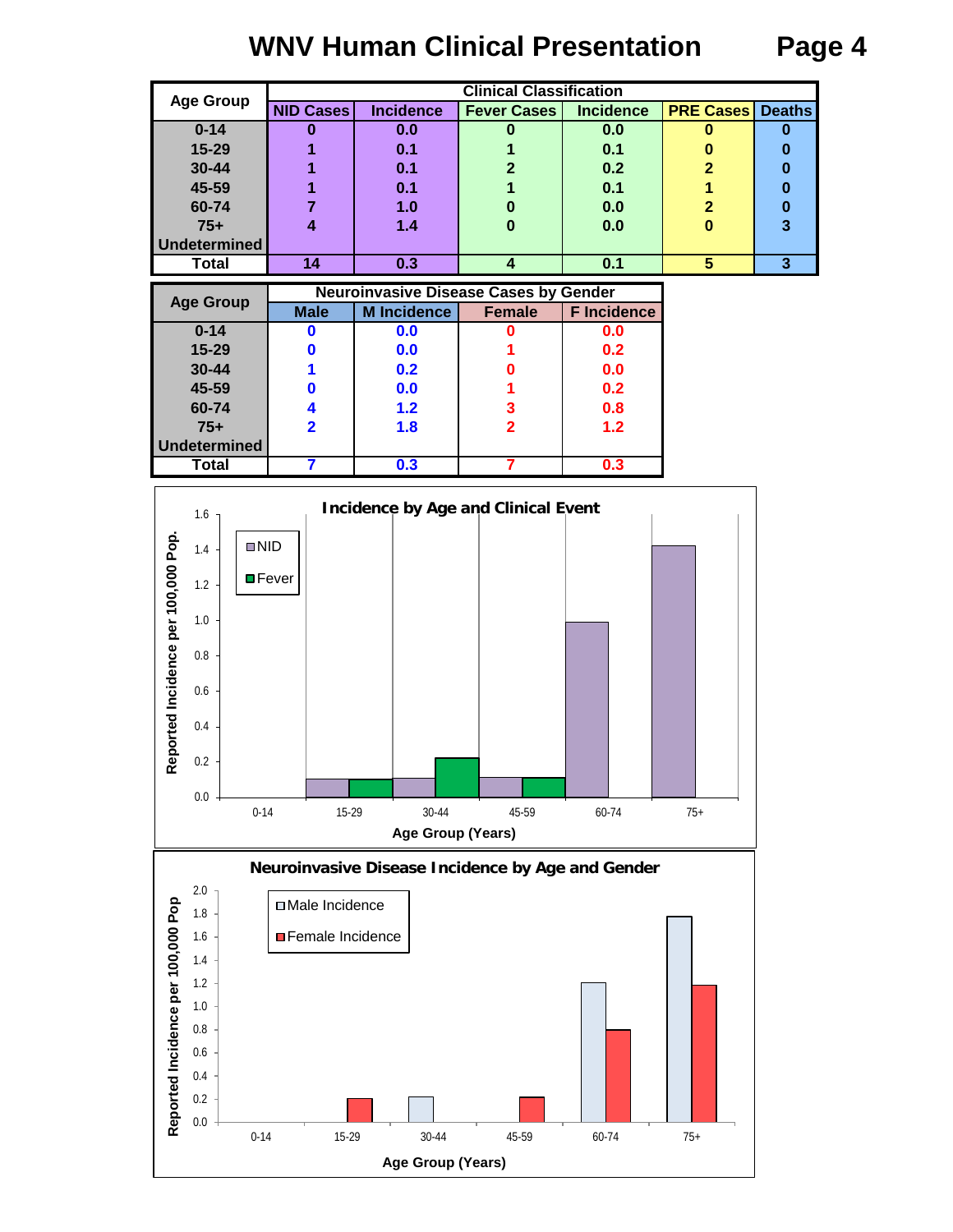# WNV Human Clinical Presentation

| Age Group | Clinical Classification | | | | | |
|---|---|---|---|---|---|---|
| | NID Cases | Incidence | Fever Cases | Incidence | PRE Cases | Deaths |
| 0-14 | 0 | 0.0 | 0 | 0.0 | 0 | 0 |
| 15-29 | 1 | 0.1 | 1 | 0.1 | 0 | 0 |
| 30-44 | 1 | 0.1 | 2 | 0.2 | 2 | 0 |
| 45-59 | 1 | 0.1 | 1 | 0.1 | 1 | 0 |
| 60-74 | 7 | 1.0 | 0 | 0.0 | 2 | 0 |
| 75+ | 4 | 1.4 | 0 | 0.0 | 0 | 3 |
| Undetermined | | | | | | |
| Total | 14 | 0.3 | 4 | 0.1 | 5 | 3 |

| Age Group | Neuroinvasive Disease Cases by Gender | | | |
|---|---|---|---|---|
| | Male | M Incidence | Female | F Incidence |
| 0-14 | 0 | 0.0 | 0 | 0.0 |
| 15-29 | 0 | 0.0 | 1 | 0.2 |
| 30-44 | 1 | 0.2 | 0 | 0.0 |
| 45-59 | 0 | 0.0 | 1 | 0.2 |
| 60-74 | 4 | 1.2 | 3 | 0.8 |
| 75+ | 2 | 1.8 | 2 | 1.2 |
| Undetermined | | | | |
| Total | 7 | 0.3 | 7 | 0.3 |

**Incidence by Age and Clinical Event**

Legend: NID, Fever
Y-axis: Reported Incidence per 100,000 Pop. (0.0–1.6)
X-axis: Age Group (Years): 0-14, 15-29, 30-44, 45-59, 60-74, 75+

**Neuroinvasive Disease Incidence by Age and Gender**

Legend: Male Incidence, Female Incidence
Y-axis: Reported Incidence per 100,000 Pop (0.0–2.0)
X-axis: Age Group (Years): 0-14, 15-29, 30-44, 45-59, 60-74, 75+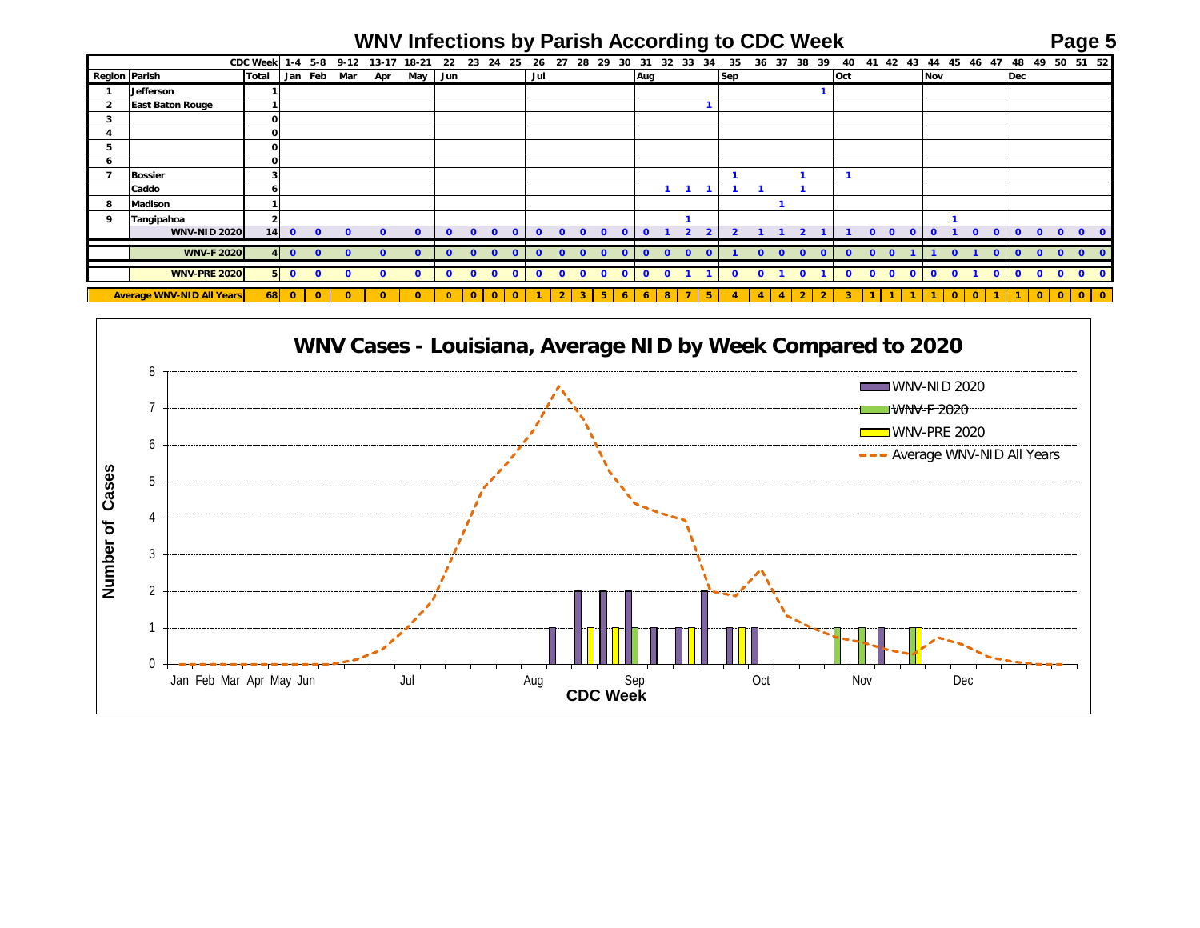# WNV Infections by Parish According to CDC Week

| | CDC Week | | 1-4 | 5-8 | 9-12 | 13-17 | 18-21 | 22 | 23 | 24 | 25 | 26 | 27 | 28 | 29 | 30 | 31 | 32 | 33 | 34 | 35 | 36 | 37 | 38 | 39 | 40 | 41 | 42 | 43 | 44 | 45 | 46 | 47 | 48 | 49 | 50 | 51 | 52 |
|---|---|---|---|---|---|---|---|---|---|---|---|---|---|---|---|---|---|---|---|---|---|---|---|---|---|---|---|---|---|---|---|---|---|---|---|---|---|---|
| Region | Parish | Total | Jan | Feb | Mar | Apr | May | Jun | | | | Jul | | | | | Aug | | | | Sep | | | | | Oct | | | | Nov | | | | Dec | | | | |
| 1 | Jefferson | 1 | | | | | | | | | | | | | | | | | | | | | | | 1 | | | | | | | | | | | | | |
| 2 | East Baton Rouge | 1 | | | | | | | | | | | | | | | | | | 1 | | | | | | | | | | | | | | | | | | |
| 3 | | 0 | | | | | | | | | | | | | | | | | | | | | | | | | | | | | | | | | | | | |
| 4 | | 0 | | | | | | | | | | | | | | | | | | | | | | | | | | | | | | | | | | | | |
| 5 | | 0 | | | | | | | | | | | | | | | | | | | | | | | | | | | | | | | | | | | | |
| 6 | | 0 | | | | | | | | | | | | | | | | | | | | | | | | | | | | | | | | | | | | |
| 7 | Bossier | 3 | | | | | | | | | | | | | | | | | | | 1 | | | 1 | | 1 | | | | | | | | | | | | |
| | Caddo | 6 | | | | | | | | | | | | | | | | 1 | 1 | 1 | 1 | 1 | | 1 | | | | | | | | | | | | | | |
| 8 | Madison | 1 | | | | | | | | | | | | | | | | | | | | | 1 | | | | | | | | | | | | | | | |
| 9 | Tangipahoa | 2 | | | | | | | | | | | | | | | | | 1 | | | | | | | | | | | | 1 | | | | | | | |
| | WNV-NID 2020 | 14 | 0 | 0 | 0 | 0 | 0 | 0 | 0 | 0 | 0 | 0 | 0 | 0 | 0 | 0 | 0 | 1 | 2 | 2 | 2 | 1 | 1 | 2 | 1 | 1 | 0 | 0 | 0 | 0 | 1 | 0 | 0 | 0 | 0 | 0 | 0 | 0 |
| | WNV-F 2020 | 4 | 0 | 0 | 0 | 0 | 0 | 0 | 0 | 0 | 0 | 0 | 0 | 0 | 0 | 0 | 0 | 0 | 0 | 0 | 1 | 0 | 0 | 0 | 0 | 0 | 0 | 0 | 1 | 1 | 0 | 1 | 0 | 0 | 0 | 0 | 0 | 0 |
| | WNV-PRE 2020 | 5 | 0 | 0 | 0 | 0 | 0 | 0 | 0 | 0 | 0 | 0 | 0 | 0 | 0 | 0 | 0 | 0 | 1 | 1 | 0 | 0 | 1 | 0 | 1 | 0 | 0 | 0 | 0 | 0 | 0 | 1 | 0 | 0 | 0 | 0 | 0 | 0 |
| | Average WNV-NID All Years | 68 | 0 | 0 | 0 | 0 | 0 | 0 | 0 | 0 | 0 | 1 | 2 | 3 | 5 | 6 | 6 | 8 | 7 | 5 | 4 | 4 | 4 | 2 | 2 | 3 | 1 | 1 | 1 | 1 | 0 | 0 | 1 | 1 | 0 | 0 | 0 | 0 |

## WNV Cases - Louisiana, Average NID by Week Compared to 2020

Legend: WNV-NID 2020; WNV-F 2020; WNV-PRE 2020; Average WNV-NID All Years

Y-axis: Number of Cases (0–8)

X-axis: CDC Week (Jan, Feb, Mar, Apr, May, Jun, Jul, Aug, Sep, Oct, Nov, Dec)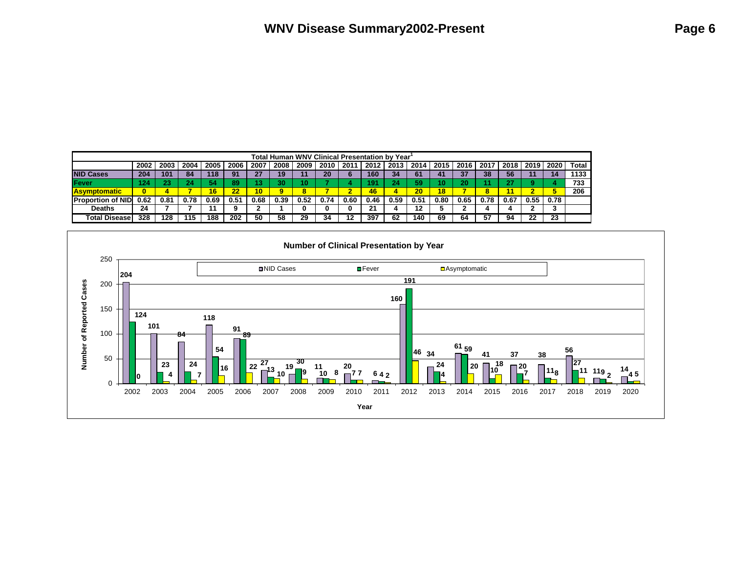# WNV Disease Summary2002-Present

**Total Human WNV Clinical Presentation by Year[1]**

| | 2002 | 2003 | 2004 | 2005 | 2006 | 2007 | 2008 | 2009 | 2010 | 2011 | 2012 | 2013 | 2014 | 2015 | 2016 | 2017 | 2018 | 2019 | 2020 | Total |
|---|---|---|---|---|---|---|---|---|---|---|---|---|---|---|---|---|---|---|---|---|
| NID Cases | 204 | 101 | 84 | 118 | 91 | 27 | 19 | 11 | 20 | 6 | 160 | 34 | 61 | 41 | 37 | 38 | 56 | 11 | 14 | 1133 |
| Fever | 124 | 23 | 24 | 54 | 89 | 13 | 30 | 10 | 7 | 4 | 191 | 24 | 59 | 10 | 20 | 11 | 27 | 9 | 4 | 733 |
| Asymptomatic | 0 | 4 | 7 | 16 | 22 | 10 | 9 | 8 | 7 | 2 | 46 | 4 | 20 | 18 | 7 | 8 | 11 | 2 | 5 | 206 |
| Proportion of NID | 0.62 | 0.81 | 0.78 | 0.69 | 0.51 | 0.68 | 0.39 | 0.52 | 0.74 | 0.60 | 0.46 | 0.59 | 0.51 | 0.80 | 0.65 | 0.78 | 0.67 | 0.55 | 0.78 | |
| Deaths | 24 | 7 | 7 | 11 | 9 | 2 | 1 | 0 | 0 | 0 | 21 | 4 | 12 | 5 | 2 | 4 | 4 | 2 | 3 | |
| Total Disease | 328 | 128 | 115 | 188 | 202 | 50 | 58 | 29 | 34 | 12 | 397 | 62 | 140 | 69 | 64 | 57 | 94 | 22 | 23 | |

**Number of Clinical Presentation by Year**

| Year | NID Cases | Fever | Asymptomatic |
|---|---|---|---|
| 2002 | 204 | 124 | 0 |
| 2003 | 101 | 23 | 4 |
| 2004 | 84 | 24 | 7 |
| 2005 | 118 | 54 | 16 |
| 2006 | 91 | 89 | 22 |
| 2007 | 27 | 13 | 10 |
| 2008 | 19 | 30 | 9 |
| 2009 | 11 | 10 | 8 |
| 2010 | 20 | 7 | 7 |
| 2011 | 6 | 4 | 2 |
| 2012 | 160 | 191 | 46 |
| 2013 | 34 | 24 | 4 |
| 2014 | 61 | 59 | 20 |
| 2015 | 41 | 10 | 18 |
| 2016 | 37 | 20 | 7 |
| 2017 | 38 | 11 | 8 |
| 2018 | 56 | 27 | 11 |
| 2019 | 11 | 9 | 2 |
| 2020 | 14 | 4 | 5 |

Y-axis: Number of Reported Cases; X-axis: Year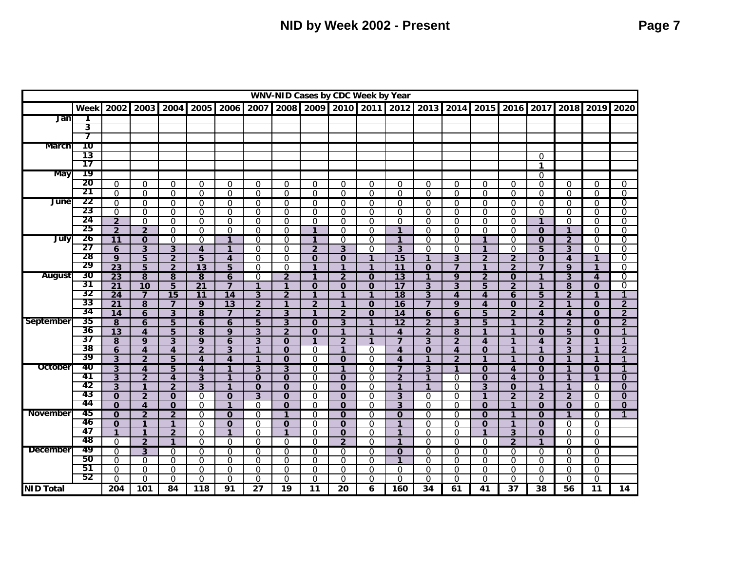# NID by Week 2002 - Present

| WNV-NID Cases by CDC Week by Year | | | | | | | | | | | | | | | | | | | | |
|---|---|---|---|---|---|---|---|---|---|---|---|---|---|---|---|---|---|---|---|---|
| | Week | 2002 | 2003 | 2004 | 2005 | 2006 | 2007 | 2008 | 2009 | 2010 | 2011 | 2012 | 2013 | 2014 | 2015 | 2016 | 2017 | 2018 | 2019 | 2020 |
| Jan | 1 | | | | | | | | | | | | | | | | | | | |
| | 3 | | | | | | | | | | | | | | | | | | | |
| | 7 | | | | | | | | | | | | | | | | | | | |
| March | 10 | | | | | | | | | | | | | | | | | | | |
| | 13 | | | | | | | | | | | | | | | | 0 | | | |
| | 17 | | | | | | | | | | | | | | | | 1 | | | |
| May | 19 | | | | | | | | | | | | | | | | 0 | | | |
| | 20 | 0 | 0 | 0 | 0 | 0 | 0 | 0 | 0 | 0 | 0 | 0 | 0 | 0 | 0 | 0 | 0 | 0 | 0 | 0 |
| | 21 | 0 | 0 | 0 | 0 | 0 | 0 | 0 | 0 | 0 | 0 | 0 | 0 | 0 | 0 | 0 | 0 | 0 | 0 | 0 |
| June | 22 | 0 | 0 | 0 | 0 | 0 | 0 | 0 | 0 | 0 | 0 | 0 | 0 | 0 | 0 | 0 | 0 | 0 | 0 | 0 |
| | 23 | 0 | 0 | 0 | 0 | 0 | 0 | 0 | 0 | 0 | 0 | 0 | 0 | 0 | 0 | 0 | 0 | 0 | 0 | 0 |
| | 24 | 2 | 0 | 0 | 0 | 0 | 0 | 0 | 0 | 0 | 0 | 0 | 0 | 0 | 0 | 0 | 1 | 0 | 0 | 0 |
| | 25 | 2 | 2 | 0 | 0 | 0 | 0 | 0 | 1 | 0 | 0 | 1 | 0 | 0 | 0 | 0 | 0 | 1 | 0 | 0 |
| July | 26 | 11 | 0 | 0 | 0 | 1 | 0 | 0 | 1 | 0 | 0 | 1 | 0 | 0 | 1 | 0 | 0 | 2 | 0 | 0 |
| | 27 | 6 | 3 | 3 | 4 | 1 | 0 | 0 | 2 | 3 | 0 | 3 | 0 | 0 | 1 | 0 | 5 | 3 | 0 | 0 |
| | 28 | 9 | 5 | 2 | 5 | 4 | 0 | 0 | 0 | 0 | 1 | 15 | 1 | 3 | 2 | 2 | 0 | 4 | 1 | 0 |
| | 29 | 23 | 5 | 2 | 13 | 5 | 0 | 0 | 1 | 1 | 1 | 11 | 0 | 7 | 1 | 2 | 7 | 9 | 1 | 0 |
| August | 30 | 23 | 8 | 8 | 8 | 6 | 0 | 2 | 1 | 2 | 0 | 13 | 1 | 9 | 2 | 0 | 1 | 3 | 4 | 0 |
| | 31 | 21 | 10 | 5 | 21 | 7 | 1 | 1 | 0 | 0 | 0 | 17 | 3 | 3 | 5 | 2 | 1 | 8 | 0 | 0 |
| | 32 | 24 | 7 | 15 | 11 | 14 | 3 | 2 | 1 | 1 | 1 | 18 | 3 | 4 | 4 | 6 | 5 | 2 | 1 | 1 |
| | 33 | 21 | 8 | 7 | 9 | 13 | 2 | 1 | 2 | 1 | 0 | 16 | 7 | 9 | 4 | 0 | 2 | 1 | 0 | 2 |
| | 34 | 14 | 6 | 3 | 8 | 7 | 2 | 3 | 1 | 2 | 0 | 14 | 6 | 6 | 5 | 2 | 4 | 4 | 0 | 2 |
| September | 35 | 8 | 6 | 5 | 6 | 6 | 5 | 3 | 0 | 3 | 1 | 12 | 2 | 3 | 5 | 1 | 2 | 2 | 0 | 2 |
| | 36 | 13 | 4 | 5 | 8 | 9 | 3 | 2 | 0 | 1 | 1 | 4 | 2 | 8 | 1 | 1 | 0 | 5 | 0 | 1 |
| | 37 | 8 | 9 | 3 | 9 | 6 | 3 | 0 | 1 | 2 | 1 | 7 | 3 | 2 | 4 | 1 | 4 | 2 | 1 | 1 |
| | 38 | 6 | 4 | 4 | 2 | 3 | 1 | 0 | 0 | 1 | 0 | 4 | 0 | 4 | 0 | 1 | 1 | 3 | 1 | 2 |
| | 39 | 3 | 2 | 5 | 4 | 4 | 1 | 0 | 0 | 0 | 0 | 4 | 1 | 2 | 1 | 1 | 0 | 1 | 1 | 1 |
| October | 40 | 3 | 4 | 5 | 4 | 1 | 3 | 3 | 0 | 1 | 0 | 7 | 3 | 1 | 0 | 4 | 0 | 1 | 0 | 1 |
| | 41 | 3 | 2 | 4 | 3 | 1 | 0 | 0 | 0 | 0 | 0 | 2 | 1 | 0 | 0 | 4 | 0 | 1 | 1 | 0 |
| | 42 | 3 | 1 | 2 | 3 | 1 | 0 | 0 | 0 | 0 | 0 | 1 | 1 | 0 | 3 | 0 | 1 | 1 | 0 | 0 |
| | 43 | 0 | 2 | 0 | 0 | 0 | 3 | 0 | 0 | 0 | 0 | 3 | 0 | 0 | 1 | 2 | 2 | 2 | 0 | 0 |
| | 44 | 0 | 4 | 0 | 0 | 1 | 0 | 0 | 0 | 0 | 0 | 3 | 0 | 0 | 0 | 1 | 0 | 0 | 0 | 0 |
| November | 45 | 0 | 2 | 2 | 0 | 0 | 0 | 1 | 0 | 0 | 0 | 0 | 0 | 0 | 0 | 1 | 0 | 1 | 0 | 1 |
| | 46 | 0 | 1 | 1 | 0 | 0 | 0 | 0 | 0 | 0 | 0 | 1 | 0 | 0 | 0 | 1 | 0 | 0 | 0 | |
| | 47 | 1 | 1 | 2 | 0 | 1 | 0 | 1 | 0 | 0 | 0 | 1 | 0 | 0 | 1 | 3 | 0 | 0 | 0 | |
| | 48 | 0 | 2 | 1 | 0 | 0 | 0 | 0 | 0 | 2 | 0 | 1 | 0 | 0 | 0 | 2 | 1 | 0 | 0 | |
| December | 49 | 0 | 3 | 0 | 0 | 0 | 0 | 0 | 0 | 0 | 0 | 0 | 0 | 0 | 0 | 0 | 0 | 0 | 0 | |
| | 50 | 0 | 0 | 0 | 0 | 0 | 0 | 0 | 0 | 0 | 0 | 1 | 0 | 0 | 0 | 0 | 0 | 0 | 0 | |
| | 51 | 0 | 0 | 0 | 0 | 0 | 0 | 0 | 0 | 0 | 0 | 0 | 0 | 0 | 0 | 0 | 0 | 0 | 0 | |
| | 52 | 0 | 0 | 0 | 0 | 0 | 0 | 0 | 0 | 0 | 0 | 0 | 0 | 0 | 0 | 0 | 0 | 0 | 0 | |
| NID Total | | 204 | 101 | 84 | 118 | 91 | 27 | 19 | 11 | 20 | 6 | 160 | 34 | 61 | 41 | 37 | 38 | 56 | 11 | 14 |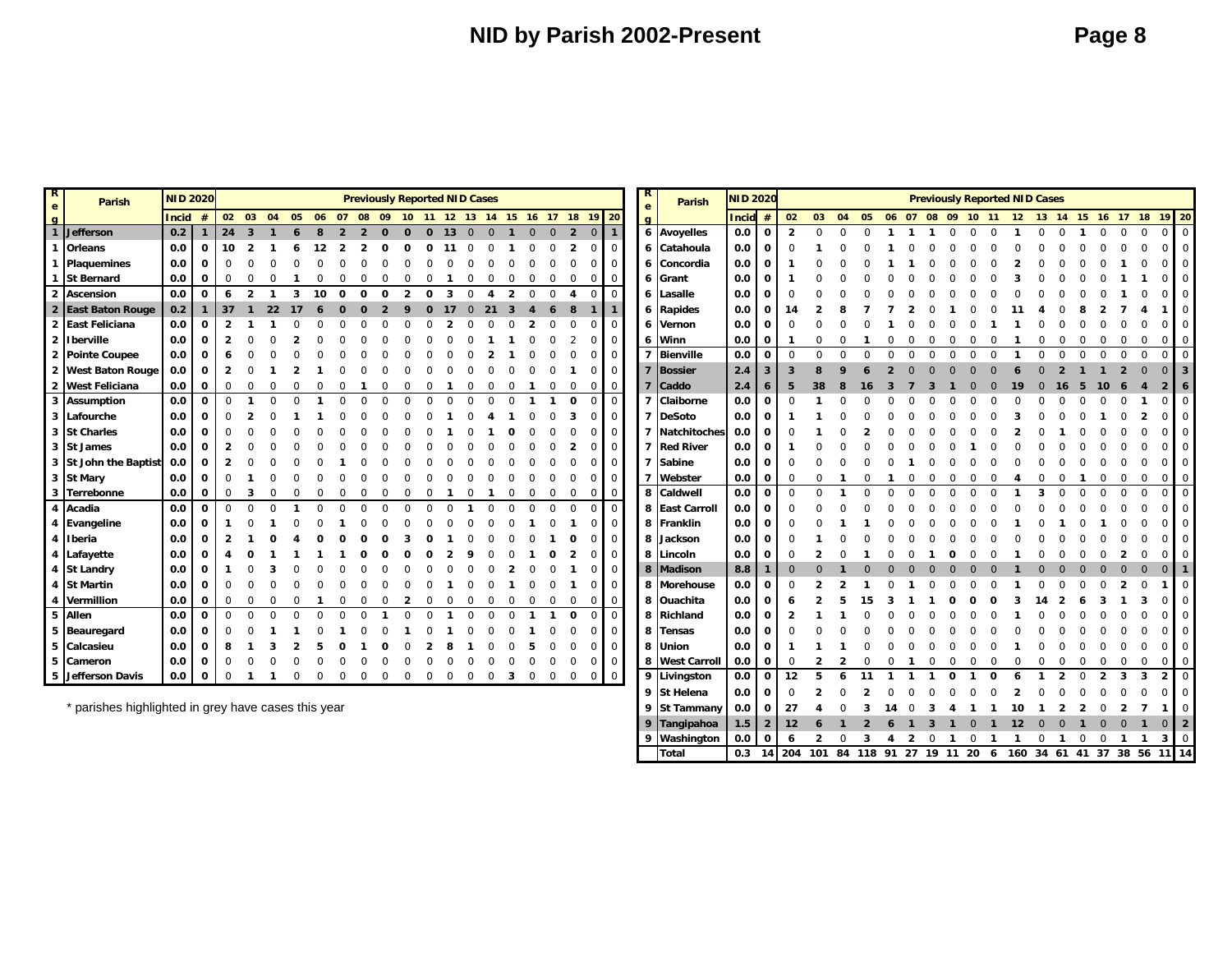# NID by Parish 2002-Present

| Reg | Parish | NID 2020 Incid | NID 2020 # | 02 | 03 | 04 | 05 | 06 | 07 | 08 | 09 | 10 | 11 | 12 | 13 | 14 | 15 | 16 | 17 | 18 | 19 | 20 |
|---|---|---|---|---|---|---|---|---|---|---|---|---|---|---|---|---|---|---|---|---|---|---|
| 1 | Jefferson | 0.2 | 1 | 24 | 3 | 1 | 6 | 8 | 2 | 2 | 0 | 0 | 0 | 13 | 0 | 0 | 1 | 0 | 0 | 2 | 0 | 1 |
| 1 | Orleans | 0.0 | 0 | 10 | 2 | 1 | 6 | 12 | 2 | 2 | 0 | 0 | 0 | 11 | 0 | 0 | 1 | 0 | 0 | 2 | 0 | 0 |
| 1 | Plaquemines | 0.0 | 0 | 0 | 0 | 0 | 0 | 0 | 0 | 0 | 0 | 0 | 0 | 0 | 0 | 0 | 0 | 0 | 0 | 0 | 0 | 0 |
| 1 | St Bernard | 0.0 | 0 | 0 | 0 | 0 | 1 | 0 | 0 | 0 | 0 | 0 | 0 | 1 | 0 | 0 | 0 | 0 | 0 | 0 | 0 | 0 |
| 2 | Ascension | 0.0 | 0 | 6 | 2 | 1 | 3 | 10 | 0 | 0 | 0 | 2 | 0 | 3 | 0 | 4 | 2 | 0 | 0 | 4 | 0 | 0 |
| 2 | East Baton Rouge | 0.2 | 1 | 37 | 1 | 22 | 17 | 6 | 0 | 0 | 2 | 9 | 0 | 17 | 0 | 21 | 3 | 4 | 6 | 8 | 1 | 1 |
| 2 | East Feliciana | 0.0 | 0 | 2 | 1 | 1 | 0 | 0 | 0 | 0 | 0 | 0 | 0 | 2 | 0 | 0 | 0 | 2 | 0 | 0 | 0 | 0 |
| 2 | Iberville | 0.0 | 0 | 2 | 0 | 0 | 2 | 0 | 0 | 0 | 0 | 0 | 0 | 0 | 0 | 1 | 1 | 0 | 0 | 2 | 0 | 0 |
| 2 | Pointe Coupee | 0.0 | 0 | 6 | 0 | 0 | 0 | 0 | 0 | 0 | 0 | 0 | 0 | 0 | 0 | 2 | 1 | 0 | 0 | 0 | 0 | 0 |
| 2 | West Baton Rouge | 0.0 | 0 | 2 | 0 | 1 | 2 | 1 | 0 | 0 | 0 | 0 | 0 | 0 | 0 | 0 | 0 | 0 | 0 | 1 | 0 | 0 |
| 2 | West Feliciana | 0.0 | 0 | 0 | 0 | 0 | 0 | 0 | 0 | 1 | 0 | 0 | 0 | 1 | 0 | 0 | 0 | 1 | 0 | 0 | 0 | 0 |
| 3 | Assumption | 0.0 | 0 | 0 | 1 | 0 | 0 | 1 | 0 | 0 | 0 | 0 | 0 | 0 | 0 | 0 | 0 | 1 | 1 | 0 | 0 | 0 |
| 3 | Lafourche | 0.0 | 0 | 0 | 2 | 0 | 1 | 1 | 0 | 0 | 0 | 0 | 0 | 1 | 0 | 4 | 1 | 0 | 0 | 3 | 0 | 0 |
| 3 | St Charles | 0.0 | 0 | 0 | 0 | 0 | 0 | 0 | 0 | 0 | 0 | 0 | 0 | 1 | 0 | 1 | 0 | 0 | 0 | 0 | 0 | 0 |
| 3 | St James | 0.0 | 0 | 2 | 0 | 0 | 0 | 0 | 0 | 0 | 0 | 0 | 0 | 0 | 0 | 0 | 0 | 0 | 0 | 2 | 0 | 0 |
| 3 | St John the Baptist | 0.0 | 0 | 2 | 0 | 0 | 0 | 0 | 1 | 0 | 0 | 0 | 0 | 0 | 0 | 0 | 0 | 0 | 0 | 0 | 0 | 0 |
| 3 | St Mary | 0.0 | 0 | 0 | 1 | 0 | 0 | 0 | 0 | 0 | 0 | 0 | 0 | 0 | 0 | 0 | 0 | 0 | 0 | 0 | 0 | 0 |
| 3 | Terrebonne | 0.0 | 0 | 0 | 3 | 0 | 0 | 0 | 0 | 0 | 0 | 0 | 0 | 1 | 0 | 1 | 0 | 0 | 0 | 0 | 0 | 0 |
| 4 | Acadia | 0.0 | 0 | 0 | 0 | 0 | 1 | 0 | 0 | 0 | 0 | 0 | 0 | 0 | 1 | 0 | 0 | 0 | 0 | 0 | 0 | 0 |
| 4 | Evangeline | 0.0 | 0 | 1 | 0 | 1 | 0 | 0 | 1 | 0 | 0 | 0 | 0 | 0 | 0 | 0 | 0 | 1 | 0 | 1 | 0 | 0 |
| 4 | Iberia | 0.0 | 0 | 2 | 1 | 0 | 4 | 0 | 0 | 0 | 0 | 3 | 0 | 1 | 0 | 0 | 0 | 0 | 1 | 0 | 0 | 0 |
| 4 | Lafayette | 0.0 | 0 | 4 | 0 | 1 | 1 | 1 | 1 | 0 | 0 | 0 | 0 | 2 | 9 | 0 | 0 | 1 | 0 | 2 | 0 | 0 |
| 4 | St Landry | 0.0 | 0 | 1 | 0 | 3 | 0 | 0 | 0 | 0 | 0 | 0 | 0 | 0 | 0 | 0 | 2 | 0 | 0 | 1 | 0 | 0 |
| 4 | St Martin | 0.0 | 0 | 0 | 0 | 0 | 0 | 0 | 0 | 0 | 0 | 0 | 0 | 1 | 0 | 0 | 1 | 0 | 0 | 1 | 0 | 0 |
| 4 | Vermillion | 0.0 | 0 | 0 | 0 | 0 | 0 | 1 | 0 | 0 | 0 | 2 | 0 | 0 | 0 | 0 | 0 | 0 | 0 | 0 | 0 | 0 |
| 5 | Allen | 0.0 | 0 | 0 | 0 | 0 | 0 | 0 | 0 | 0 | 1 | 0 | 0 | 1 | 0 | 0 | 0 | 1 | 1 | 0 | 0 | 0 |
| 5 | Beauregard | 0.0 | 0 | 0 | 0 | 1 | 1 | 0 | 1 | 0 | 0 | 1 | 0 | 1 | 0 | 0 | 0 | 1 | 0 | 0 | 0 | 0 |
| 5 | Calcasieu | 0.0 | 0 | 8 | 1 | 3 | 2 | 5 | 0 | 1 | 0 | 0 | 2 | 8 | 1 | 0 | 0 | 5 | 0 | 0 | 0 | 0 |
| 5 | Cameron | 0.0 | 0 | 0 | 0 | 0 | 0 | 0 | 0 | 0 | 0 | 0 | 0 | 0 | 0 | 0 | 0 | 0 | 0 | 0 | 0 | 0 |
| 5 | Jefferson Davis | 0.0 | 0 | 0 | 1 | 1 | 0 | 0 | 0 | 0 | 0 | 0 | 0 | 0 | 0 | 0 | 3 | 0 | 0 | 0 | 0 | 0 |
| 6 | Avoyelles | 0.0 | 0 | 2 | 0 | 0 | 0 | 1 | 1 | 1 | 0 | 0 | 0 | 1 | 0 | 0 | 1 | 0 | 0 | 0 | 0 | 0 |
| 6 | Catahoula | 0.0 | 0 | 0 | 1 | 0 | 0 | 1 | 0 | 0 | 0 | 0 | 0 | 0 | 0 | 0 | 0 | 0 | 0 | 0 | 0 | 0 |
| 6 | Concordia | 0.0 | 0 | 1 | 0 | 0 | 0 | 1 | 1 | 0 | 0 | 0 | 0 | 2 | 0 | 0 | 0 | 0 | 1 | 0 | 0 | 0 |
| 6 | Grant | 0.0 | 0 | 1 | 0 | 0 | 0 | 0 | 0 | 0 | 0 | 0 | 0 | 3 | 0 | 0 | 0 | 0 | 1 | 1 | 0 | 0 |
| 6 | Lasalle | 0.0 | 0 | 0 | 0 | 0 | 0 | 0 | 0 | 0 | 0 | 0 | 0 | 0 | 0 | 0 | 0 | 0 | 1 | 0 | 0 | 0 |
| 6 | Rapides | 0.0 | 0 | 14 | 2 | 8 | 7 | 7 | 2 | 0 | 1 | 0 | 0 | 11 | 4 | 0 | 8 | 2 | 7 | 4 | 1 | 0 |
| 6 | Vernon | 0.0 | 0 | 0 | 0 | 0 | 0 | 1 | 0 | 0 | 0 | 0 | 1 | 1 | 0 | 0 | 0 | 0 | 0 | 0 | 0 | 0 |
| 6 | Winn | 0.0 | 0 | 1 | 0 | 0 | 1 | 0 | 0 | 0 | 0 | 0 | 0 | 1 | 0 | 0 | 0 | 0 | 0 | 0 | 0 | 0 |
| 7 | Bienville | 0.0 | 0 | 0 | 0 | 0 | 0 | 0 | 0 | 0 | 0 | 0 | 0 | 1 | 0 | 0 | 0 | 0 | 0 | 0 | 0 | 0 |
| 7 | Bossier | 2.4 | 3 | 3 | 8 | 9 | 6 | 2 | 0 | 0 | 0 | 0 | 0 | 6 | 0 | 2 | 1 | 1 | 2 | 0 | 0 | 3 |
| 7 | Caddo | 2.4 | 6 | 5 | 38 | 8 | 16 | 3 | 7 | 3 | 1 | 0 | 0 | 19 | 0 | 16 | 5 | 10 | 6 | 4 | 2 | 6 |
| 7 | Claiborne | 0.0 | 0 | 0 | 1 | 0 | 0 | 0 | 0 | 0 | 0 | 0 | 0 | 0 | 0 | 0 | 0 | 0 | 0 | 1 | 0 | 0 |
| 7 | DeSoto | 0.0 | 0 | 1 | 1 | 0 | 0 | 0 | 0 | 0 | 0 | 0 | 0 | 3 | 0 | 0 | 0 | 1 | 0 | 2 | 0 | 0 |
| 7 | Natchitoches | 0.0 | 0 | 0 | 1 | 0 | 2 | 0 | 0 | 0 | 0 | 0 | 0 | 2 | 0 | 1 | 0 | 0 | 0 | 0 | 0 | 0 |
| 7 | Red River | 0.0 | 0 | 1 | 0 | 0 | 0 | 0 | 0 | 0 | 0 | 1 | 0 | 0 | 0 | 0 | 0 | 0 | 0 | 0 | 0 | 0 |
| 7 | Sabine | 0.0 | 0 | 0 | 0 | 0 | 0 | 0 | 1 | 0 | 0 | 0 | 0 | 0 | 0 | 0 | 0 | 0 | 0 | 0 | 0 | 0 |
| 7 | Webster | 0.0 | 0 | 0 | 0 | 1 | 0 | 1 | 0 | 0 | 0 | 0 | 0 | 4 | 0 | 0 | 1 | 0 | 0 | 0 | 0 | 0 |
| 8 | Caldwell | 0.0 | 0 | 0 | 0 | 1 | 0 | 0 | 0 | 0 | 0 | 0 | 0 | 1 | 3 | 0 | 0 | 0 | 0 | 0 | 0 | 0 |
| 8 | East Carroll | 0.0 | 0 | 0 | 0 | 0 | 0 | 0 | 0 | 0 | 0 | 0 | 0 | 0 | 0 | 0 | 0 | 0 | 0 | 0 | 0 | 0 |
| 8 | Franklin | 0.0 | 0 | 0 | 0 | 1 | 1 | 0 | 0 | 0 | 0 | 0 | 0 | 1 | 0 | 1 | 0 | 1 | 0 | 0 | 0 | 0 |
| 8 | Jackson | 0.0 | 0 | 0 | 1 | 0 | 0 | 0 | 0 | 0 | 0 | 0 | 0 | 0 | 0 | 0 | 0 | 0 | 0 | 0 | 0 | 0 |
| 8 | Lincoln | 0.0 | 0 | 0 | 2 | 0 | 1 | 0 | 0 | 1 | 0 | 0 | 0 | 1 | 0 | 0 | 0 | 0 | 2 | 0 | 0 | 0 |
| 8 | Madison | 8.8 | 1 | 0 | 0 | 1 | 0 | 0 | 0 | 0 | 0 | 0 | 0 | 1 | 0 | 0 | 0 | 0 | 0 | 0 | 0 | 1 |
| 8 | Morehouse | 0.0 | 0 | 0 | 2 | 2 | 1 | 0 | 1 | 0 | 0 | 0 | 0 | 1 | 0 | 0 | 0 | 0 | 2 | 0 | 1 | 0 |
| 8 | Ouachita | 0.0 | 0 | 6 | 2 | 5 | 15 | 3 | 1 | 1 | 0 | 0 | 0 | 3 | 14 | 2 | 6 | 3 | 1 | 3 | 0 | 0 |
| 8 | Richland | 0.0 | 0 | 2 | 1 | 1 | 0 | 0 | 0 | 0 | 0 | 0 | 0 | 1 | 0 | 0 | 0 | 0 | 0 | 0 | 0 | 0 |
| 8 | Tensas | 0.0 | 0 | 0 | 0 | 0 | 0 | 0 | 0 | 0 | 0 | 0 | 0 | 0 | 0 | 0 | 0 | 0 | 0 | 0 | 0 | 0 |
| 8 | Union | 0.0 | 0 | 1 | 1 | 1 | 0 | 0 | 0 | 0 | 0 | 0 | 0 | 1 | 0 | 0 | 0 | 0 | 0 | 0 | 0 | 0 |
| 8 | West Carroll | 0.0 | 0 | 0 | 2 | 2 | 0 | 0 | 1 | 0 | 0 | 0 | 0 | 0 | 0 | 0 | 0 | 0 | 0 | 0 | 0 | 0 |
| 9 | Livingston | 0.0 | 0 | 12 | 5 | 6 | 11 | 1 | 1 | 1 | 0 | 1 | 0 | 6 | 1 | 2 | 0 | 2 | 3 | 3 | 2 | 0 |
| 9 | St Helena | 0.0 | 0 | 0 | 2 | 0 | 2 | 0 | 0 | 0 | 0 | 0 | 0 | 2 | 0 | 0 | 0 | 0 | 0 | 0 | 0 | 0 |
| 9 | St Tammany | 0.0 | 0 | 27 | 4 | 0 | 3 | 14 | 0 | 3 | 4 | 1 | 1 | 10 | 1 | 2 | 2 | 0 | 2 | 7 | 1 | 0 |
| 9 | Tangipahoa | 1.5 | 2 | 12 | 6 | 1 | 2 | 6 | 1 | 3 | 1 | 0 | 1 | 12 | 0 | 0 | 1 | 0 | 0 | 1 | 0 | 2 |
| 9 | Washington | 0.0 | 0 | 6 | 2 | 0 | 3 | 4 | 2 | 0 | 1 | 0 | 1 | 1 | 0 | 1 | 0 | 0 | 1 | 1 | 3 | 0 |
| | Total | 0.3 | 14 | 204 | 101 | 84 | 118 | 91 | 27 | 19 | 11 | 20 | 6 | 160 | 34 | 61 | 41 | 37 | 38 | 56 | 11 | 14 |

\* parishes highlighted in grey have cases this year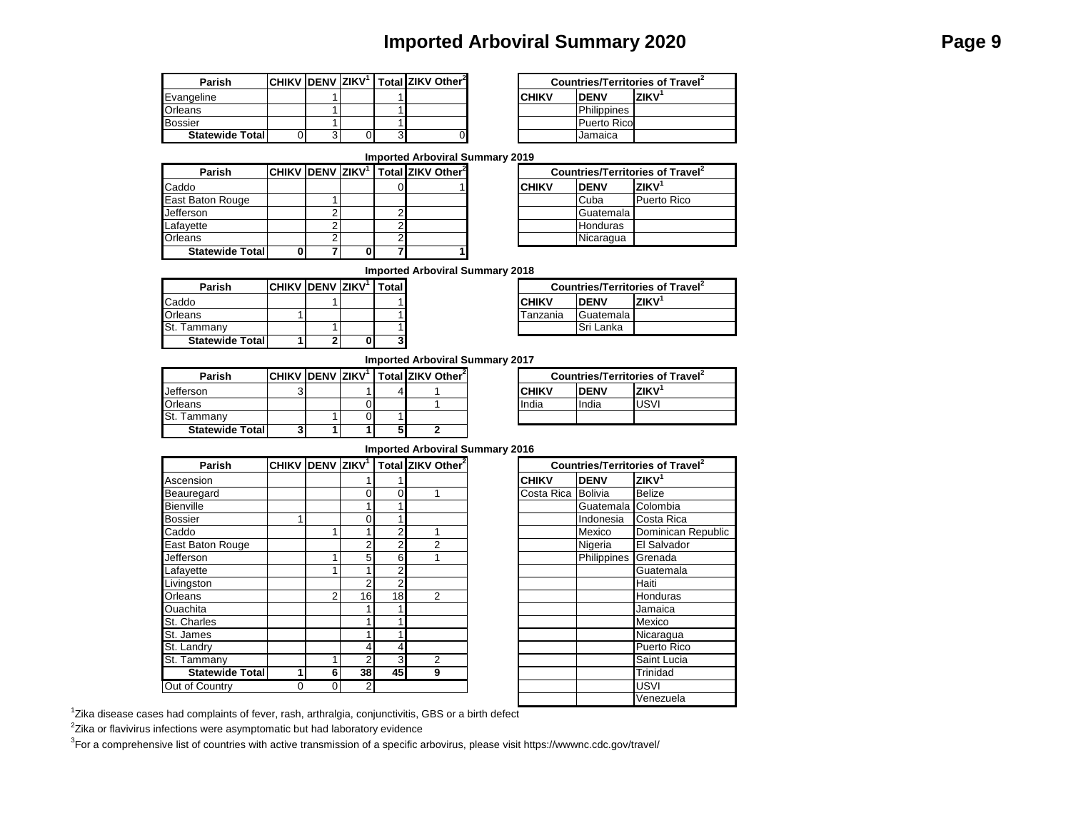# Imported Arboviral Summary 2020

| Parish | CHIKV | DENV | ZIKV[1] | Total | ZIKV Other[2] |
|---|---|---|---|---|---|
| Evangeline | | 1 | | 1 | |
| Orleans | | 1 | | 1 | |
| Bossier | | 1 | | 1 | |
| **Statewide Total** | 0 | 3 | 0 | 3 | 0 |

| Countries/Territories of Travel[2] | | |
|---|---|---|
| **CHIKV** | **DENV** | **ZIKV[1]** |
| | Philippines | |
| | Puerto Rico | |
| | Jamaica | |

## Imported Arboviral Summary 2019

| Parish | CHIKV | DENV | ZIKV[1] | Total | ZIKV Other[2] |
|---|---|---|---|---|---|
| Caddo | | | | 0 | 1 |
| East Baton Rouge | | 1 | | | |
| Jefferson | | 2 | | 2 | |
| Lafayette | | 2 | | 2 | |
| Orleans | | 2 | | 2 | |
| **Statewide Total** | **0** | **7** | **0** | **7** | **1** |

| Countries/Territories of Travel[2] | | |
|---|---|---|
| **CHIKV** | **DENV** | **ZIKV[1]** |
| | Cuba | Puerto Rico |
| | Guatemala | |
| | Honduras | |
| | Nicaragua | |

## Imported Arboviral Summary 2018

| Parish | CHIKV | DENV | ZIKV[1] | Total |
|---|---|---|---|---|
| Caddo | | 1 | | 1 |
| Orleans | 1 | | | 1 |
| St. Tammany | | 1 | | 1 |
| **Statewide Total** | **1** | **2** | **0** | **3** |

| Countries/Territories of Travel[2] | | |
|---|---|---|
| **CHIKV** | **DENV** | **ZIKV[1]** |
| Tanzania | Guatemala | |
| | Sri Lanka | |

## Imported Arboviral Summary 2017

| Parish | CHIKV | DENV | ZIKV[1] | Total | ZIKV Other[2] |
|---|---|---|---|---|---|
| Jefferson | 3 | | 1 | 4 | 1 |
| Orleans | | | 0 | | 1 |
| St. Tammany | | 1 | 0 | 1 | |
| **Statewide Total** | **3** | **1** | **1** | **5** | **2** |

| Countries/Territories of Travel[2] | | |
|---|---|---|
| **CHIKV** | **DENV** | **ZIKV[1]** |
| India | India | USVI |

## Imported Arboviral Summary 2016

| Parish | CHIKV | DENV | ZIKV[1] | Total | ZIKV Other[2] |
|---|---|---|---|---|---|
| Ascension | | | 1 | 1 | |
| Beauregard | | | 0 | 0 | 1 |
| Bienville | | | 1 | 1 | |
| Bossier | 1 | | 0 | 1 | |
| Caddo | | 1 | 1 | 2 | 1 |
| East Baton Rouge | | | 2 | 2 | 2 |
| Jefferson | | 1 | 5 | 6 | 1 |
| Lafayette | | 1 | 1 | 2 | |
| Livingston | | | 2 | 2 | |
| Orleans | | 2 | 16 | 18 | 2 |
| Ouachita | | | 1 | 1 | |
| St. Charles | | | 1 | 1 | |
| St. James | | | 1 | 1 | |
| St. Landry | | | 4 | 4 | |
| St. Tammany | | 1 | 2 | 3 | 2 |
| **Statewide Total** | **1** | **6** | **38** | **45** | **9** |
| Out of Country | 0 | 0 | 2 | | |

| Countries/Territories of Travel[2] | | |
|---|---|---|
| **CHIKV** | **DENV** | **ZIKV[1]** |
| Costa Rica | Bolivia | Belize |
| | Guatemala | Colombia |
| | Indonesia | Costa Rica |
| | Mexico | Dominican Republic |
| | Nigeria | El Salvador |
| | Philippines | Grenada |
| | | Guatemala |
| | | Haiti |
| | | Honduras |
| | | Jamaica |
| | | Mexico |
| | | Nicaragua |
| | | Puerto Rico |
| | | Saint Lucia |
| | | Trinidad |
| | | USVI |
| | | Venezuela |

[1]Zika disease cases had complaints of fever, rash, arthralgia, conjunctivitis, GBS or a birth defect

[2]Zika or flavivirus infections were asymptomatic but had laboratory evidence

[3]For a comprehensive list of countries with active transmission of a specific arbovirus, please visit https://wwwnc.cdc.gov/travel/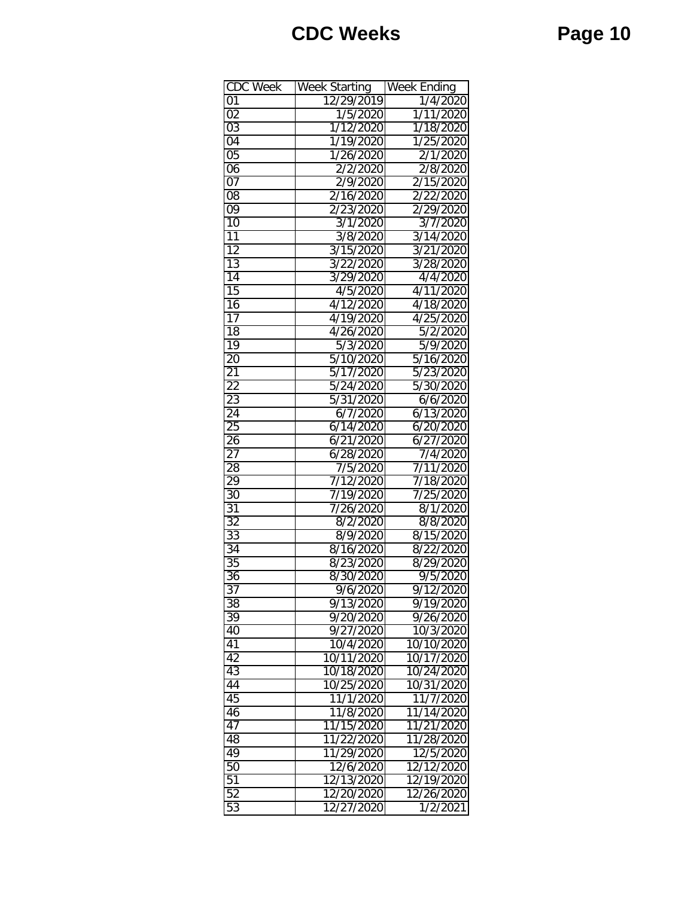# CDC Weeks

| CDC Week | Week Starting | Week Ending |
|---|---|---|
| 01 | 12/29/2019 | 1/4/2020 |
| 02 | 1/5/2020 | 1/11/2020 |
| 03 | 1/12/2020 | 1/18/2020 |
| 04 | 1/19/2020 | 1/25/2020 |
| 05 | 1/26/2020 | 2/1/2020 |
| 06 | 2/2/2020 | 2/8/2020 |
| 07 | 2/9/2020 | 2/15/2020 |
| 08 | 2/16/2020 | 2/22/2020 |
| 09 | 2/23/2020 | 2/29/2020 |
| 10 | 3/1/2020 | 3/7/2020 |
| 11 | 3/8/2020 | 3/14/2020 |
| 12 | 3/15/2020 | 3/21/2020 |
| 13 | 3/22/2020 | 3/28/2020 |
| 14 | 3/29/2020 | 4/4/2020 |
| 15 | 4/5/2020 | 4/11/2020 |
| 16 | 4/12/2020 | 4/18/2020 |
| 17 | 4/19/2020 | 4/25/2020 |
| 18 | 4/26/2020 | 5/2/2020 |
| 19 | 5/3/2020 | 5/9/2020 |
| 20 | 5/10/2020 | 5/16/2020 |
| 21 | 5/17/2020 | 5/23/2020 |
| 22 | 5/24/2020 | 5/30/2020 |
| 23 | 5/31/2020 | 6/6/2020 |
| 24 | 6/7/2020 | 6/13/2020 |
| 25 | 6/14/2020 | 6/20/2020 |
| 26 | 6/21/2020 | 6/27/2020 |
| 27 | 6/28/2020 | 7/4/2020 |
| 28 | 7/5/2020 | 7/11/2020 |
| 29 | 7/12/2020 | 7/18/2020 |
| 30 | 7/19/2020 | 7/25/2020 |
| 31 | 7/26/2020 | 8/1/2020 |
| 32 | 8/2/2020 | 8/8/2020 |
| 33 | 8/9/2020 | 8/15/2020 |
| 34 | 8/16/2020 | 8/22/2020 |
| 35 | 8/23/2020 | 8/29/2020 |
| 36 | 8/30/2020 | 9/5/2020 |
| 37 | 9/6/2020 | 9/12/2020 |
| 38 | 9/13/2020 | 9/19/2020 |
| 39 | 9/20/2020 | 9/26/2020 |
| 40 | 9/27/2020 | 10/3/2020 |
| 41 | 10/4/2020 | 10/10/2020 |
| 42 | 10/11/2020 | 10/17/2020 |
| 43 | 10/18/2020 | 10/24/2020 |
| 44 | 10/25/2020 | 10/31/2020 |
| 45 | 11/1/2020 | 11/7/2020 |
| 46 | 11/8/2020 | 11/14/2020 |
| 47 | 11/15/2020 | 11/21/2020 |
| 48 | 11/22/2020 | 11/28/2020 |
| 49 | 11/29/2020 | 12/5/2020 |
| 50 | 12/6/2020 | 12/12/2020 |
| 51 | 12/13/2020 | 12/19/2020 |
| 52 | 12/20/2020 | 12/26/2020 |
| 53 | 12/27/2020 | 1/2/2021 |